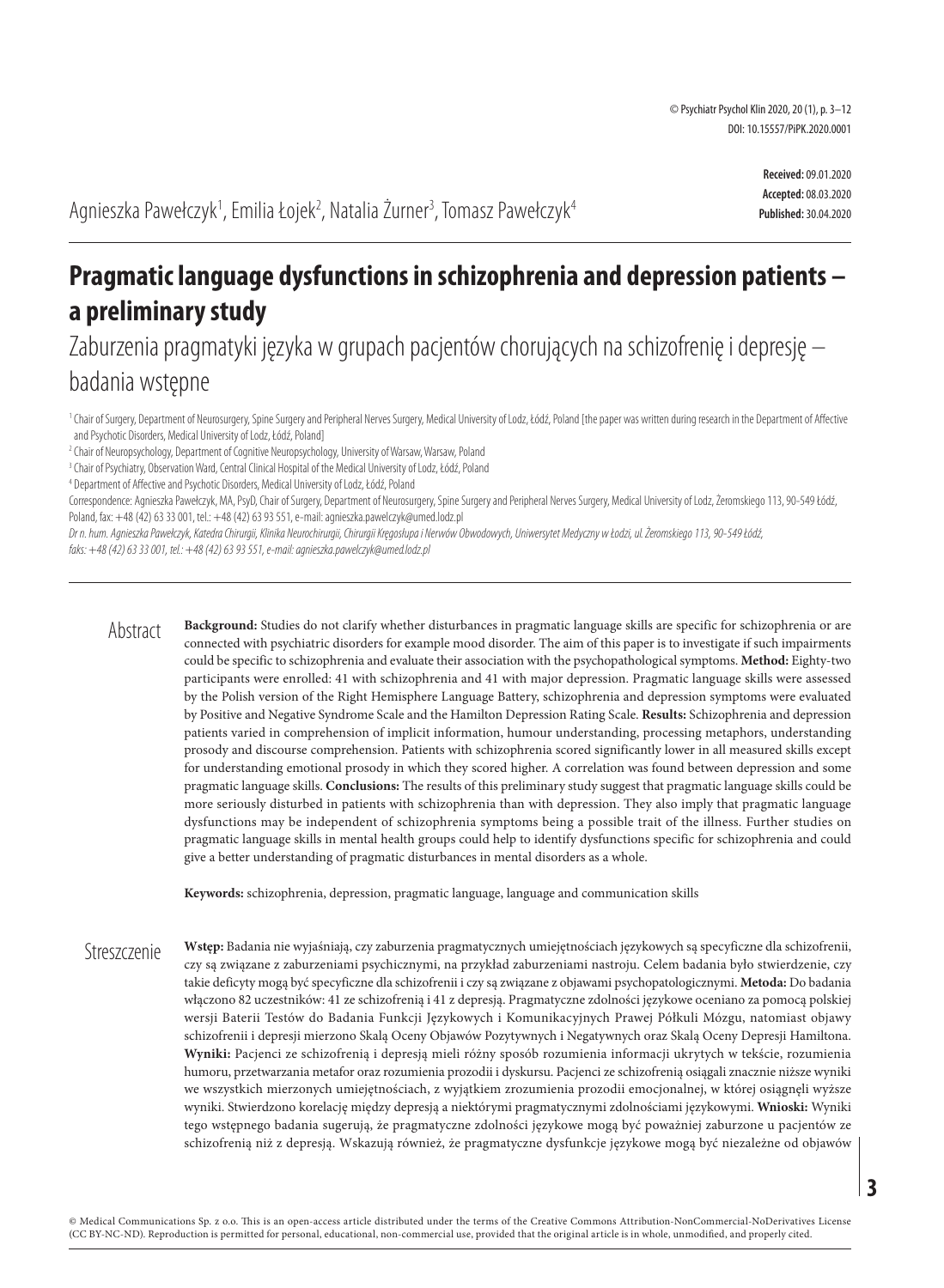Received: 09.01.2020
Accepted: 08.03.2020
Published: 30.04.2020

Agnieszka Pawełczyk[1], Emilia Łojek[2], Natalia Żurner[3], Tomasz Pawełczyk[4]

# Pragmatic language dysfunctions in schizophrenia and depression patients – a preliminary study

## Zaburzenia pragmatyki języka w grupach pacjentów chorujących na schizofrenię i depresję – badania wstępne

[1] Chair of Surgery, Department of Neurosurgery, Spine Surgery and Peripheral Nerves Surgery, Medical University of Lodz, Łódź, Poland [the paper was written during research in the Department of Affective and Psychotic Disorders, Medical University of Lodz, Łódź, Poland]

[2] Chair of Neuropsychology, Department of Cognitive Neuropsychology, University of Warsaw, Warsaw, Poland

[3] Chair of Psychiatry, Observation Ward, Central Clinical Hospital of the Medical University of Lodz, Łódź, Poland

[4] Department of Affective and Psychotic Disorders, Medical University of Lodz, Łódź, Poland

Correspondence: Agnieszka Pawełczyk, MA, PsyD, Chair of Surgery, Department of Neurosurgery, Spine Surgery and Peripheral Nerves Surgery, Medical University of Lodz, Żeromskiego 113, 90-549 Łódź, Poland, fax: +48 (42) 63 33 001, tel.: +48 (42) 63 93 551, e-mail: agnieszka.pawelczyk@umed.lodz.pl

*Dr n. hum. Agnieszka Pawełczyk, Katedra Chirurgii, Klinika Neurochirurgii, Chirurgii Kręgosłupa i Nerwów Obwodowych, Uniwersytet Medyczny w Łodzi, ul. Żeromskiego 113, 90-549 Łódź, faks: +48 (42) 63 33 001, tel.: +48 (42) 63 93 551, e-mail: agnieszka.pawelczyk@umed.lodz.pl*

### Abstract

**Background:** Studies do not clarify whether disturbances in pragmatic language skills are specific for schizophrenia or are connected with psychiatric disorders for example mood disorder. The aim of this paper is to investigate if such impairments could be specific to schizophrenia and evaluate their association with the psychopathological symptoms. **Method:** Eighty-two participants were enrolled: 41 with schizophrenia and 41 with major depression. Pragmatic language skills were assessed by the Polish version of the Right Hemisphere Language Battery, schizophrenia and depression symptoms were evaluated by Positive and Negative Syndrome Scale and the Hamilton Depression Rating Scale. **Results:** Schizophrenia and depression patients varied in comprehension of implicit information, humour understanding, processing metaphors, understanding prosody and discourse comprehension. Patients with schizophrenia scored significantly lower in all measured skills except for understanding emotional prosody in which they scored higher. A correlation was found between depression and some pragmatic language skills. **Conclusions:** The results of this preliminary study suggest that pragmatic language skills could be more seriously disturbed in patients with schizophrenia than with depression. They also imply that pragmatic language dysfunctions may be independent of schizophrenia symptoms being a possible trait of the illness. Further studies on pragmatic language skills in mental health groups could help to identify dysfunctions specific for schizophrenia and could give a better understanding of pragmatic disturbances in mental disorders as a whole.

**Keywords:** schizophrenia, depression, pragmatic language, language and communication skills

### Streszczenie

**Wstęp:** Badania nie wyjaśniają, czy zaburzenia pragmatycznych umiejętnościach językowych są specyficzne dla schizofrenii, czy są związane z zaburzeniami psychicznymi, na przykład zaburzeniami nastroju. Celem badania było stwierdzenie, czy takie deficyty mogą być specyficzne dla schizofrenii i czy są związane z objawami psychopatologicznymi. **Metoda:** Do badania włączono 82 uczestników: 41 ze schizofrenią i 41 z depresją. Pragmatyczne zdolności językowe oceniano za pomocą polskiej wersji Baterii Testów do Badania Funkcji Językowych i Komunikacyjnych Prawej Półkuli Mózgu, natomiast objawy schizofrenii i depresji mierzono Skalą Oceny Objawów Pozytywnych i Negatywnych oraz Skalą Oceny Depresji Hamiltona. **Wyniki:** Pacjenci ze schizofrenią i depresją mieli różny sposób rozumienia informacji ukrytych w tekście, rozumienia humoru, przetwarzania metafor oraz rozumienia prozodii i dyskursu. Pacjenci ze schizofrenią osiągali znacznie niższe wyniki we wszystkich mierzonych umiejętnościach, z wyjątkiem zrozumienia prozodii emocjonalnej, w której osiągnęli wyższe wyniki. Stwierdzono korelację między depresją a niektórymi pragmatycznymi zdolnościami językowymi. **Wnioski:** Wyniki tego wstępnego badania sugerują, że pragmatyczne zdolności językowe mogą być poważniej zaburzone u pacjentów ze schizofrenią niż z depresją. Wskazują również, że pragmatyczne dysfunkcje językowe mogą być niezależne od objawów

© Medical Communications Sp. z o.o. This is an open-access article distributed under the terms of the Creative Commons Attribution-NonCommercial-NoDerivatives License (CC BY-NC-ND). Reproduction is permitted for personal, educational, non-commercial use, provided that the original article is in whole, unmodified, and properly cited.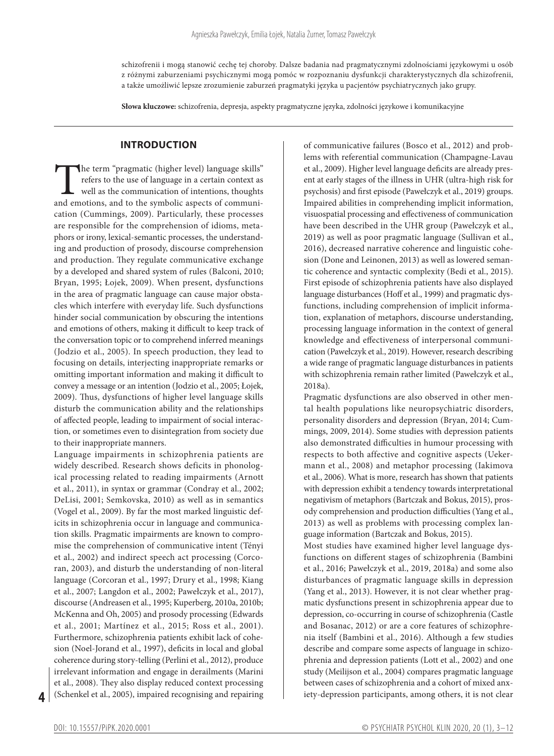schizofrenii i mogą stanowić cechę tej choroby. Dalsze badania nad pragmatycznymi zdolnościami językowymi u osób z różnymi zaburzeniami psychicznymi mogą pomóc w rozpoznaniu dysfunkcji charakterystycznych dla schizofrenii, a także umożliwić lepsze zrozumienie zaburzeń pragmatyki języka u pacjentów psychiatrycznych jako grupy.

**Słowa kluczowe:** schizofrenia, depresja, aspekty pragmatyczne języka, zdolności językowe i komunikacyjne

## INTRODUCTION

The term "pragmatic (higher level) language skills" refers to the use of language in a certain context as well as the communication of intentions, thoughts and emotions, and to the symbolic aspects of communication (Cummings, 2009). Particularly, these processes are responsible for the comprehension of idioms, metaphors or irony, lexical-semantic processes, the understanding and production of prosody, discourse comprehension and production. They regulate communicative exchange by a developed and shared system of rules (Balconi, 2010; Bryan, 1995; Łojek, 2009). When present, dysfunctions in the area of pragmatic language can cause major obstacles which interfere with everyday life. Such dysfunctions hinder social communication by obscuring the intentions and emotions of others, making it difficult to keep track of the conversation topic or to comprehend inferred meanings (Jodzio et al., 2005). In speech production, they lead to focusing on details, interjecting inappropriate remarks or omitting important information and making it difficult to convey a message or an intention (Jodzio et al., 2005; Łojek, 2009). Thus, dysfunctions of higher level language skills disturb the communication ability and the relationships of affected people, leading to impairment of social interaction, or sometimes even to disintegration from society due to their inappropriate manners.

Language impairments in schizophrenia patients are widely described. Research shows deficits in phonological processing related to reading impairments (Arnott et al., 2011), in syntax or grammar (Condray et al., 2002; DeLisi, 2001; Semkovska, 2010) as well as in semantics (Vogel et al., 2009). By far the most marked linguistic deficits in schizophrenia occur in language and communication skills. Pragmatic impairments are known to compromise the comprehension of communicative intent (Tényi et al., 2002) and indirect speech act processing (Corcoran, 2003), and disturb the understanding of non-literal language (Corcoran et al., 1997; Drury et al., 1998; Kiang et al., 2007; Langdon et al., 2002; Pawełczyk et al., 2017), discourse (Andreasen et al., 1995; Kuperberg, 2010a, 2010b; McKenna and Oh, 2005) and prosody processing (Edwards et al., 2001; Martínez et al., 2015; Ross et al., 2001). Furthermore, schizophrenia patients exhibit lack of cohesion (Noel-Jorand et al., 1997), deficits in local and global coherence during story-telling (Perlini et al., 2012), produce irrelevant information and engage in derailments (Marini et al., 2008). They also display reduced context processing (Schenkel et al., 2005), impaired recognising and repairing of communicative failures (Bosco et al., 2012) and problems with referential communication (Champagne-Lavau et al., 2009). Higher level language deficits are already present at early stages of the illness in UHR (ultra-high risk for psychosis) and first episode (Pawełczyk et al., 2019) groups. Impaired abilities in comprehending implicit information, visuospatial processing and effectiveness of communication have been described in the UHR group (Pawełczyk et al., 2019) as well as poor pragmatic language (Sullivan et al., 2016), decreased narrative coherence and linguistic cohesion (Done and Leinonen, 2013) as well as lowered semantic coherence and syntactic complexity (Bedi et al., 2015). First episode of schizophrenia patients have also displayed language disturbances (Hoff et al., 1999) and pragmatic dysfunctions, including comprehension of implicit information, explanation of metaphors, discourse understanding, processing language information in the context of general knowledge and effectiveness of interpersonal communication (Pawełczyk et al., 2019). However, research describing a wide range of pragmatic language disturbances in patients with schizophrenia remain rather limited (Pawełczyk et al., 2018a).

Pragmatic dysfunctions are also observed in other mental health populations like neuropsychiatric disorders, personality disorders and depression (Bryan, 2014; Cummings, 2009, 2014). Some studies with depression patients also demonstrated difficulties in humour processing with respects to both affective and cognitive aspects (Uekermann et al., 2008) and metaphor processing (Iakimova et al., 2006). What is more, research has shown that patients with depression exhibit a tendency towards interpretational negativism of metaphors (Bartczak and Bokus, 2015), prosody comprehension and production difficulties (Yang et al., 2013) as well as problems with processing complex language information (Bartczak and Bokus, 2015).

Most studies have examined higher level language dysfunctions on different stages of schizophrenia (Bambini et al., 2016; Pawełczyk et al., 2019, 2018a) and some also disturbances of pragmatic language skills in depression (Yang et al., 2013). However, it is not clear whether pragmatic dysfunctions present in schizophrenia appear due to depression, co-occurring in course of schizophrenia (Castle and Bosanac, 2012) or are a core features of schizophrenia itself (Bambini et al., 2016). Although a few studies describe and compare some aspects of language in schizophrenia and depression patients (Lott et al., 2002) and one study (Meilijson et al., 2004) compares pragmatic language between cases of schizophrenia and a cohort of mixed anxiety-depression participants, among others, it is not clear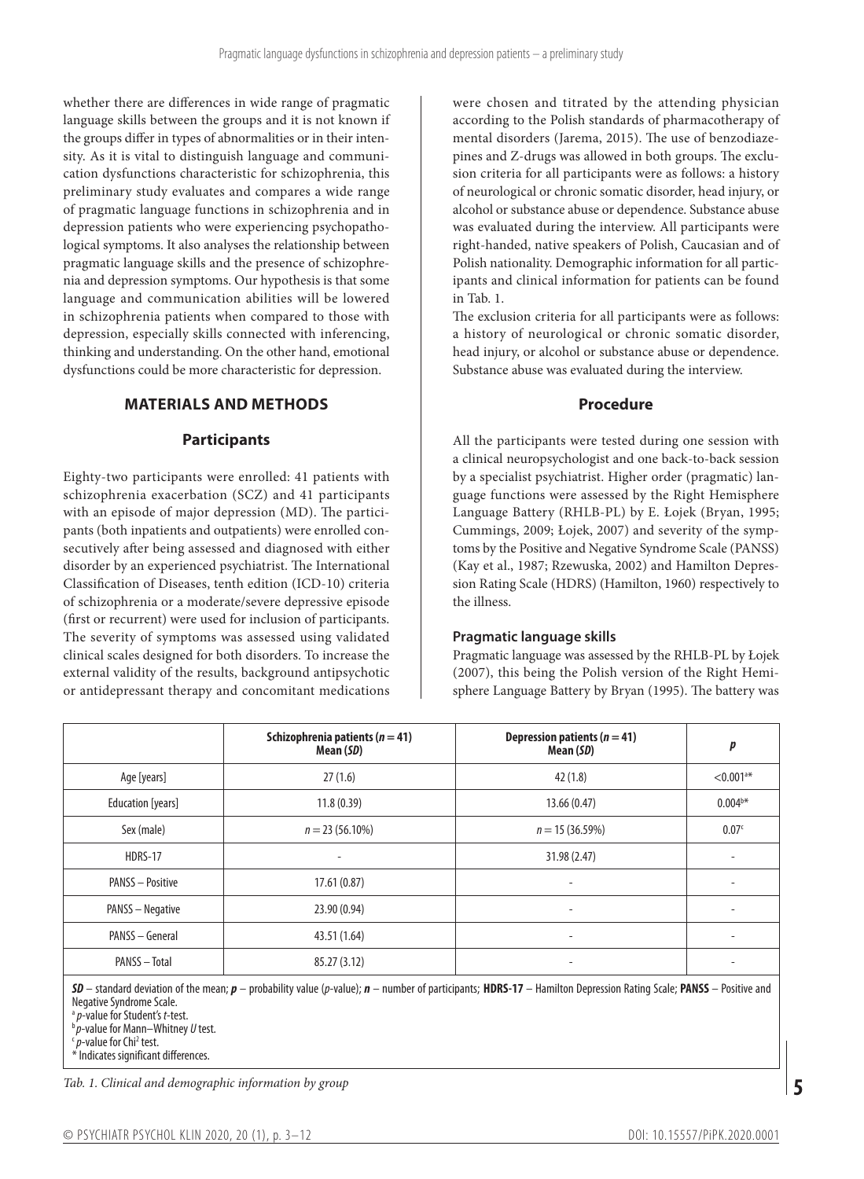whether there are differences in wide range of pragmatic language skills between the groups and it is not known if the groups differ in types of abnormalities or in their intensity. As it is vital to distinguish language and communication dysfunctions characteristic for schizophrenia, this preliminary study evaluates and compares a wide range of pragmatic language functions in schizophrenia and in depression patients who were experiencing psychopathological symptoms. It also analyses the relationship between pragmatic language skills and the presence of schizophrenia and depression symptoms. Our hypothesis is that some language and communication abilities will be lowered in schizophrenia patients when compared to those with depression, especially skills connected with inferencing, thinking and understanding. On the other hand, emotional dysfunctions could be more characteristic for depression.

## MATERIALS AND METHODS

### Participants

Eighty-two participants were enrolled: 41 patients with schizophrenia exacerbation (SCZ) and 41 participants with an episode of major depression (MD). The participants (both inpatients and outpatients) were enrolled consecutively after being assessed and diagnosed with either disorder by an experienced psychiatrist. The International Classification of Diseases, tenth edition (ICD-10) criteria of schizophrenia or a moderate/severe depressive episode (first or recurrent) were used for inclusion of participants. The severity of symptoms was assessed using validated clinical scales designed for both disorders. To increase the external validity of the results, background antipsychotic or antidepressant therapy and concomitant medications were chosen and titrated by the attending physician according to the Polish standards of pharmacotherapy of mental disorders (Jarema, 2015). The use of benzodiazepines and Z-drugs was allowed in both groups. The exclusion criteria for all participants were as follows: a history of neurological or chronic somatic disorder, head injury, or alcohol or substance abuse or dependence. Substance abuse was evaluated during the interview. All participants were right-handed, native speakers of Polish, Caucasian and of Polish nationality. Demographic information for all participants and clinical information for patients can be found in Tab. 1.

The exclusion criteria for all participants were as follows: a history of neurological or chronic somatic disorder, head injury, or alcohol or substance abuse or dependence. Substance abuse was evaluated during the interview.

### Procedure

All the participants were tested during one session with a clinical neuropsychologist and one back-to-back session by a specialist psychiatrist. Higher order (pragmatic) language functions were assessed by the Right Hemisphere Language Battery (RHLB-PL) by E. Łojek (Bryan, 1995; Cummings, 2009; Łojek, 2007) and severity of the symptoms by the Positive and Negative Syndrome Scale (PANSS) (Kay et al., 1987; Rzewuska, 2002) and Hamilton Depression Rating Scale (HDRS) (Hamilton, 1960) respectively to the illness.

#### Pragmatic language skills

Pragmatic language was assessed by the RHLB-PL by Łojek (2007), this being the Polish version of the Right Hemisphere Language Battery by Bryan (1995). The battery was

| | **Schizophrenia patients ($n = 41$) Mean (*SD*)** | **Depression patients ($n = 41$) Mean (*SD*)** | ***p*** |
|---|---|---|---|
| Age [years] | 27 (1.6) | 42 (1.8) | <0.001[a]* |
| Education [years] | 11.8 (0.39) | 13.66 (0.47) | 0.004[b]* |
| Sex (male) | $n = 23$ (56.10%) | $n = 15$ (36.59%) | 0.07[c] |
| HDRS-17 | - | 31.98 (2.47) | - |
| PANSS – Positive | 17.61 (0.87) | - | - |
| PANSS – Negative | 23.90 (0.94) | - | - |
| PANSS – General | 43.51 (1.64) | - | - |
| PANSS – Total | 85.27 (3.12) | - | - |

***SD*** – standard deviation of the mean; ***p*** – probability value (*p*-value); ***n*** – number of participants; **HDRS-17** – Hamilton Depression Rating Scale; **PANSS** – Positive and Negative Syndrome Scale.
[a] *p*-value for Student's *t*-test.
[b] *p*-value for Mann–Whitney *U* test.
[c] *p*-value for Chi² test.
* Indicates significant differences.

*Tab. 1. Clinical and demographic information by group*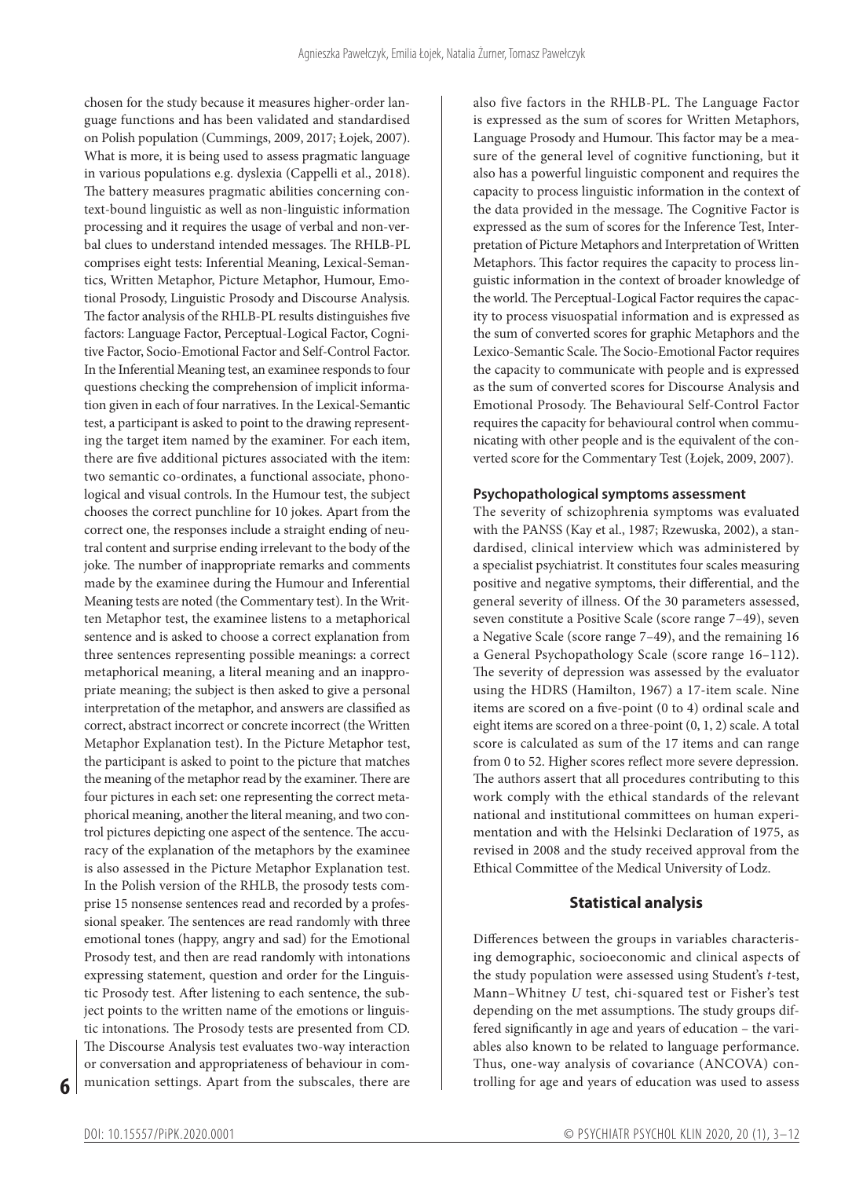chosen for the study because it measures higher-order language functions and has been validated and standardised on Polish population (Cummings, 2009, 2017; Łojek, 2007). What is more, it is being used to assess pragmatic language in various populations e.g. dyslexia (Cappelli et al., 2018). The battery measures pragmatic abilities concerning context-bound linguistic as well as non-linguistic information processing and it requires the usage of verbal and non-verbal clues to understand intended messages. The RHLB-PL comprises eight tests: Inferential Meaning, Lexical-Semantics, Written Metaphor, Picture Metaphor, Humour, Emotional Prosody, Linguistic Prosody and Discourse Analysis. The factor analysis of the RHLB-PL results distinguishes five factors: Language Factor, Perceptual-Logical Factor, Cognitive Factor, Socio-Emotional Factor and Self-Control Factor. In the Inferential Meaning test, an examinee responds to four questions checking the comprehension of implicit information given in each of four narratives. In the Lexical-Semantic test, a participant is asked to point to the drawing representing the target item named by the examiner. For each item, there are five additional pictures associated with the item: two semantic co-ordinates, a functional associate, phonological and visual controls. In the Humour test, the subject chooses the correct punchline for 10 jokes. Apart from the correct one, the responses include a straight ending of neutral content and surprise ending irrelevant to the body of the joke. The number of inappropriate remarks and comments made by the examinee during the Humour and Inferential Meaning tests are noted (the Commentary test). In the Written Metaphor test, the examinee listens to a metaphorical sentence and is asked to choose a correct explanation from three sentences representing possible meanings: a correct metaphorical meaning, a literal meaning and an inappropriate meaning; the subject is then asked to give a personal interpretation of the metaphor, and answers are classified as correct, abstract incorrect or concrete incorrect (the Written Metaphor Explanation test). In the Picture Metaphor test, the participant is asked to point to the picture that matches the meaning of the metaphor read by the examiner. There are four pictures in each set: one representing the correct metaphorical meaning, another the literal meaning, and two control pictures depicting one aspect of the sentence. The accuracy of the explanation of the metaphors by the examinee is also assessed in the Picture Metaphor Explanation test. In the Polish version of the RHLB, the prosody tests comprise 15 nonsense sentences read and recorded by a professional speaker. The sentences are read randomly with three emotional tones (happy, angry and sad) for the Emotional Prosody test, and then are read randomly with intonations expressing statement, question and order for the Linguistic Prosody test. After listening to each sentence, the subject points to the written name of the emotions or linguistic intonations. The Prosody tests are presented from CD. The Discourse Analysis test evaluates two-way interaction or conversation and appropriateness of behaviour in communication settings. Apart from the subscales, there are also five factors in the RHLB-PL. The Language Factor is expressed as the sum of scores for Written Metaphors, Language Prosody and Humour. This factor may be a measure of the general level of cognitive functioning, but it also has a powerful linguistic component and requires the capacity to process linguistic information in the context of the data provided in the message. The Cognitive Factor is expressed as the sum of scores for the Inference Test, Interpretation of Picture Metaphors and Interpretation of Written Metaphors. This factor requires the capacity to process linguistic information in the context of broader knowledge of the world. The Perceptual-Logical Factor requires the capacity to process visuospatial information and is expressed as the sum of converted scores for graphic Metaphors and the Lexico-Semantic Scale. The Socio-Emotional Factor requires the capacity to communicate with people and is expressed as the sum of converted scores for Discourse Analysis and Emotional Prosody. The Behavioural Self-Control Factor requires the capacity for behavioural control when communicating with other people and is the equivalent of the converted score for the Commentary Test (Łojek, 2009, 2007).

#### Psychopathological symptoms assessment

The severity of schizophrenia symptoms was evaluated with the PANSS (Kay et al., 1987; Rzewuska, 2002), a standardised, clinical interview which was administered by a specialist psychiatrist. It constitutes four scales measuring positive and negative symptoms, their differential, and the general severity of illness. Of the 30 parameters assessed, seven constitute a Positive Scale (score range 7–49), seven a Negative Scale (score range 7–49), and the remaining 16 a General Psychopathology Scale (score range 16–112). The severity of depression was assessed by the evaluator using the HDRS (Hamilton, 1967) a 17-item scale. Nine items are scored on a five-point (0 to 4) ordinal scale and eight items are scored on a three-point (0, 1, 2) scale. A total score is calculated as sum of the 17 items and can range from 0 to 52. Higher scores reflect more severe depression. The authors assert that all procedures contributing to this work comply with the ethical standards of the relevant national and institutional committees on human experimentation and with the Helsinki Declaration of 1975, as revised in 2008 and the study received approval from the Ethical Committee of the Medical University of Lodz.

### Statistical analysis

Differences between the groups in variables characterising demographic, socioeconomic and clinical aspects of the study population were assessed using Student's *t*-test, Mann–Whitney *U* test, chi-squared test or Fisher's test depending on the met assumptions. The study groups differed significantly in age and years of education – the variables also known to be related to language performance. Thus, one-way analysis of covariance (ANCOVA) controlling for age and years of education was used to assess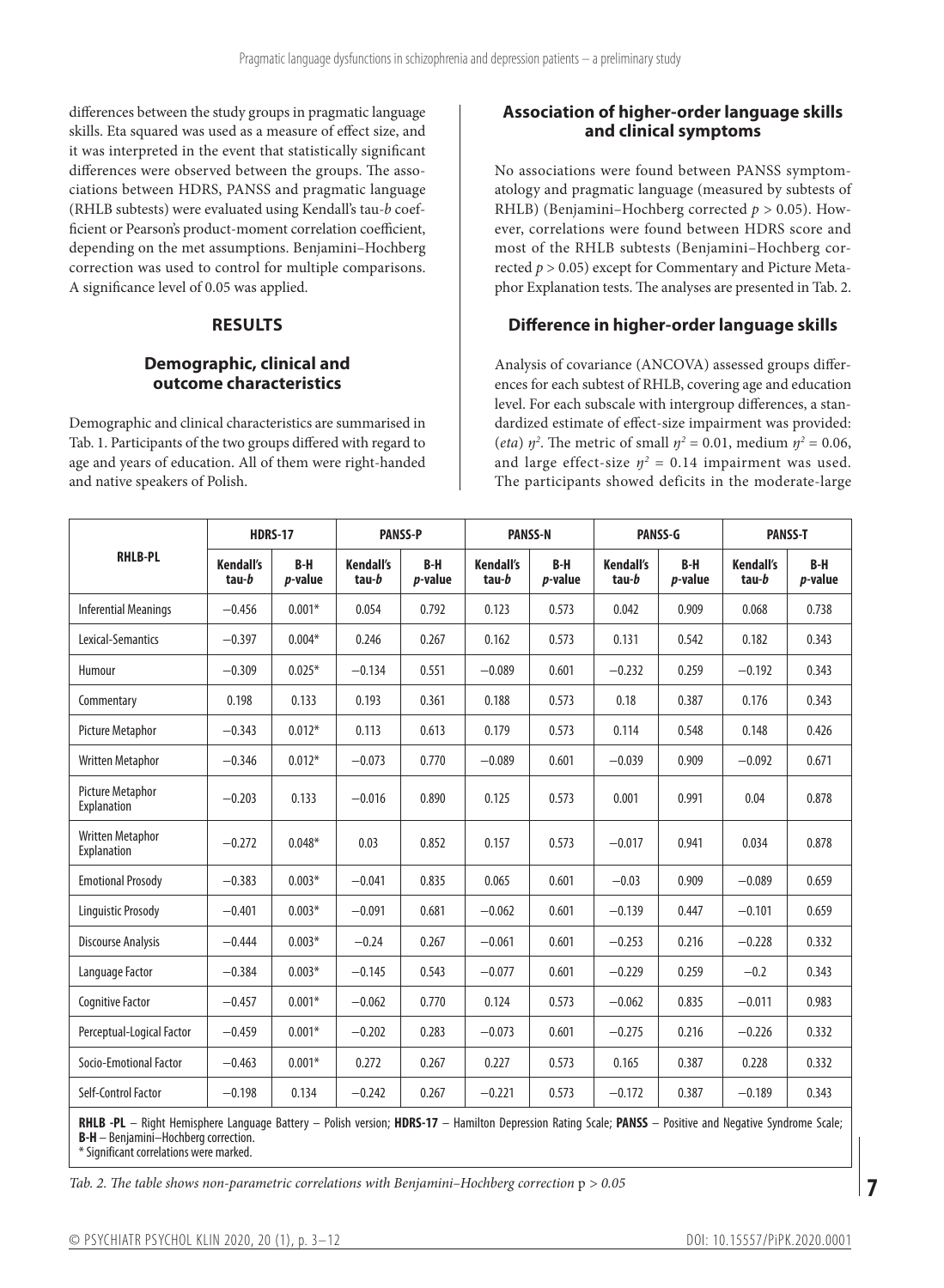differences between the study groups in pragmatic language skills. Eta squared was used as a measure of effect size, and it was interpreted in the event that statistically significant differences were observed between the groups. The associations between HDRS, PANSS and pragmatic language (RHLB subtests) were evaluated using Kendall's tau-*b* coefficient or Pearson's product-moment correlation coefficient, depending on the met assumptions. Benjamini–Hochberg correction was used to control for multiple comparisons. A significance level of 0.05 was applied.

## RESULTS

### Demographic, clinical and outcome characteristics

Demographic and clinical characteristics are summarised in Tab. 1. Participants of the two groups differed with regard to age and years of education. All of them were right-handed and native speakers of Polish.

### Association of higher-order language skills and clinical symptoms

No associations were found between PANSS symptomatology and pragmatic language (measured by subtests of RHLB) (Benjamini–Hochberg corrected $p > 0.05$). However, correlations were found between HDRS score and most of the RHLB subtests (Benjamini–Hochberg corrected $p > 0.05$) except for Commentary and Picture Metaphor Explanation tests. The analyses are presented in Tab. 2.

### Difference in higher-order language skills

Analysis of covariance (ANCOVA) assessed groups differences for each subtest of RHLB, covering age and education level. For each subscale with intergroup differences, a standardized estimate of effect-size impairment was provided: (*eta*) $\eta^2$. The metric of small $\eta^2 = 0.01$, medium $\eta^2 = 0.06$, and large effect-size $\eta^2 = 0.14$ impairment was used. The participants showed deficits in the moderate-large

| RHLB-PL | HDRS-17 | | PANSS-P | | PANSS-N | | PANSS-G | | PANSS-T | |
|---|---|---|---|---|---|---|---|---|---|---|
| | Kendall's tau-*b* | B-H *p*-value | Kendall's tau-*b* | B-H *p*-value | Kendall's tau-*b* | B-H *p*-value | Kendall's tau-*b* | B-H *p*-value | Kendall's tau-*b* | B-H *p*-value |
| Inferential Meanings | −0.456 | 0.001* | 0.054 | 0.792 | 0.123 | 0.573 | 0.042 | 0.909 | 0.068 | 0.738 |
| Lexical-Semantics | −0.397 | 0.004* | 0.246 | 0.267 | 0.162 | 0.573 | 0.131 | 0.542 | 0.182 | 0.343 |
| Humour | −0.309 | 0.025* | −0.134 | 0.551 | −0.089 | 0.601 | −0.232 | 0.259 | −0.192 | 0.343 |
| Commentary | 0.198 | 0.133 | 0.193 | 0.361 | 0.188 | 0.573 | 0.18 | 0.387 | 0.176 | 0.343 |
| Picture Metaphor | −0.343 | 0.012* | 0.113 | 0.613 | 0.179 | 0.573 | 0.114 | 0.548 | 0.148 | 0.426 |
| Written Metaphor | −0.346 | 0.012* | −0.073 | 0.770 | −0.089 | 0.601 | −0.039 | 0.909 | −0.092 | 0.671 |
| Picture Metaphor Explanation | −0.203 | 0.133 | −0.016 | 0.890 | 0.125 | 0.573 | 0.001 | 0.991 | 0.04 | 0.878 |
| Written Metaphor Explanation | −0.272 | 0.048* | 0.03 | 0.852 | 0.157 | 0.573 | −0.017 | 0.941 | 0.034 | 0.878 |
| Emotional Prosody | −0.383 | 0.003* | −0.041 | 0.835 | 0.065 | 0.601 | −0.03 | 0.909 | −0.089 | 0.659 |
| Linguistic Prosody | −0.401 | 0.003* | −0.091 | 0.681 | −0.062 | 0.601 | −0.139 | 0.447 | −0.101 | 0.659 |
| Discourse Analysis | −0.444 | 0.003* | −0.24 | 0.267 | −0.061 | 0.601 | −0.253 | 0.216 | −0.228 | 0.332 |
| Language Factor | −0.384 | 0.003* | −0.145 | 0.543 | −0.077 | 0.601 | −0.229 | 0.259 | −0.2 | 0.343 |
| Cognitive Factor | −0.457 | 0.001* | −0.062 | 0.770 | 0.124 | 0.573 | −0.062 | 0.835 | −0.011 | 0.983 |
| Perceptual-Logical Factor | −0.459 | 0.001* | −0.202 | 0.283 | −0.073 | 0.601 | −0.275 | 0.216 | −0.226 | 0.332 |
| Socio-Emotional Factor | −0.463 | 0.001* | 0.272 | 0.267 | 0.227 | 0.573 | 0.165 | 0.387 | 0.228 | 0.332 |
| Self-Control Factor | −0.198 | 0.134 | −0.242 | 0.267 | −0.221 | 0.573 | −0.172 | 0.387 | −0.189 | 0.343 |

**RHLB -PL** – Right Hemisphere Language Battery – Polish version; **HDRS-17** – Hamilton Depression Rating Scale; **PANSS** – Positive and Negative Syndrome Scale; **B-H** – Benjamini–Hochberg correction.
\* Significant correlations were marked.

*Tab. 2. The table shows non-parametric correlations with Benjamini–Hochberg correction* $p > 0.05$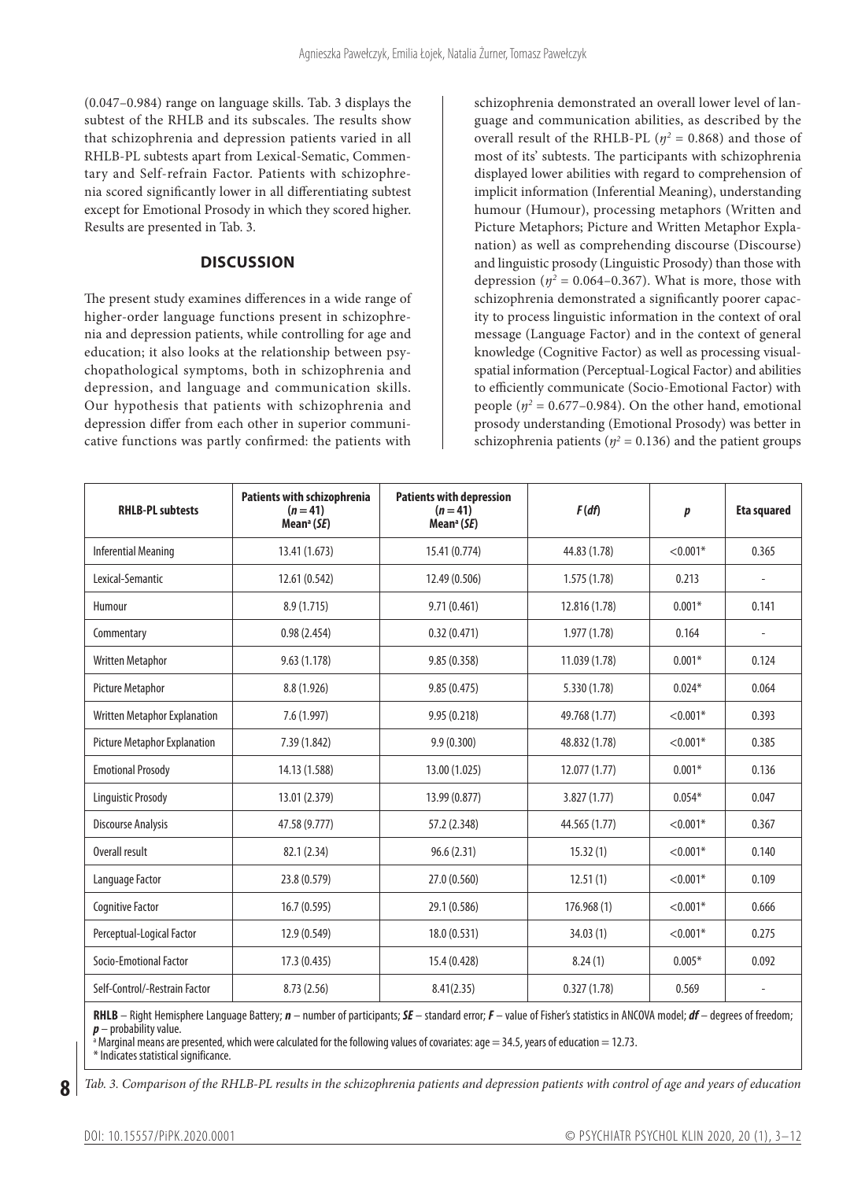(0.047–0.984) range on language skills. Tab. 3 displays the subtest of the RHLB and its subscales. The results show that schizophrenia and depression patients varied in all RHLB-PL subtests apart from Lexical-Sematic, Commentary and Self-refrain Factor. Patients with schizophrenia scored significantly lower in all differentiating subtest except for Emotional Prosody in which they scored higher. Results are presented in Tab. 3.

## DISCUSSION

The present study examines differences in a wide range of higher-order language functions present in schizophrenia and depression patients, while controlling for age and education; it also looks at the relationship between psychopathological symptoms, both in schizophrenia and depression, and language and communication skills. Our hypothesis that patients with schizophrenia and depression differ from each other in superior communicative functions was partly confirmed: the patients with schizophrenia demonstrated an overall lower level of language and communication abilities, as described by the overall result of the RHLB-PL ($\eta^2 = 0.868$) and those of most of its' subtests. The participants with schizophrenia displayed lower abilities with regard to comprehension of implicit information (Inferential Meaning), understanding humour (Humour), processing metaphors (Written and Picture Metaphors; Picture and Written Metaphor Explanation) as well as comprehending discourse (Discourse) and linguistic prosody (Linguistic Prosody) than those with depression ($\eta^2 = 0.064$–$0.367$). What is more, those with schizophrenia demonstrated a significantly poorer capacity to process linguistic information in the context of oral message (Language Factor) and in the context of general knowledge (Cognitive Factor) as well as processing visual-spatial information (Perceptual-Logical Factor) and abilities to efficiently communicate (Socio-Emotional Factor) with people ($\eta^2 = 0.677$–$0.984$). On the other hand, emotional prosody understanding (Emotional Prosody) was better in schizophrenia patients ($\eta^2 = 0.136$) and the patient groups

| RHLB-PL subtests | Patients with schizophrenia ($n = 41$) Mean[a] ($SE$) | Patients with depression ($n = 41$) Mean[a] ($SE$) | $F$ ($df$) | $p$ | Eta squared |
|---|---|---|---|---|---|
| Inferential Meaning | 13.41 (1.673) | 15.41 (0.774) | 44.83 (1.78) | <0.001* | 0.365 |
| Lexical-Semantic | 12.61 (0.542) | 12.49 (0.506) | 1.575 (1.78) | 0.213 | - |
| Humour | 8.9 (1.715) | 9.71 (0.461) | 12.816 (1.78) | 0.001* | 0.141 |
| Commentary | 0.98 (2.454) | 0.32 (0.471) | 1.977 (1.78) | 0.164 | - |
| Written Metaphor | 9.63 (1.178) | 9.85 (0.358) | 11.039 (1.78) | 0.001* | 0.124 |
| Picture Metaphor | 8.8 (1.926) | 9.85 (0.475) | 5.330 (1.78) | 0.024* | 0.064 |
| Written Metaphor Explanation | 7.6 (1.997) | 9.95 (0.218) | 49.768 (1.77) | <0.001* | 0.393 |
| Picture Metaphor Explanation | 7.39 (1.842) | 9.9 (0.300) | 48.832 (1.78) | <0.001* | 0.385 |
| Emotional Prosody | 14.13 (1.588) | 13.00 (1.025) | 12.077 (1.77) | 0.001* | 0.136 |
| Linguistic Prosody | 13.01 (2.379) | 13.99 (0.877) | 3.827 (1.77) | 0.054* | 0.047 |
| Discourse Analysis | 47.58 (9.777) | 57.2 (2.348) | 44.565 (1.77) | <0.001* | 0.367 |
| Overall result | 82.1 (2.34) | 96.6 (2.31) | 15.32 (1) | <0.001* | 0.140 |
| Language Factor | 23.8 (0.579) | 27.0 (0.560) | 12.51 (1) | <0.001* | 0.109 |
| Cognitive Factor | 16.7 (0.595) | 29.1 (0.586) | 176.968 (1) | <0.001* | 0.666 |
| Perceptual-Logical Factor | 12.9 (0.549) | 18.0 (0.531) | 34.03 (1) | <0.001* | 0.275 |
| Socio-Emotional Factor | 17.3 (0.435) | 15.4 (0.428) | 8.24 (1) | 0.005* | 0.092 |
| Self-Control/-Restrain Factor | 8.73 (2.56) | 8.41(2.35) | 0.327 (1.78) | 0.569 | - |

**RHLB** – Right Hemisphere Language Battery; ***n*** – number of participants; ***SE*** – standard error; ***F*** – value of Fisher's statistics in ANCOVA model; ***df*** – degrees of freedom; ***p*** – probability value.
[a] Marginal means are presented, which were calculated for the following values of covariates: age = 34.5, years of education = 12.73.
\* Indicates statistical significance.

*Tab. 3. Comparison of the RHLB-PL results in the schizophrenia patients and depression patients with control of age and years of education*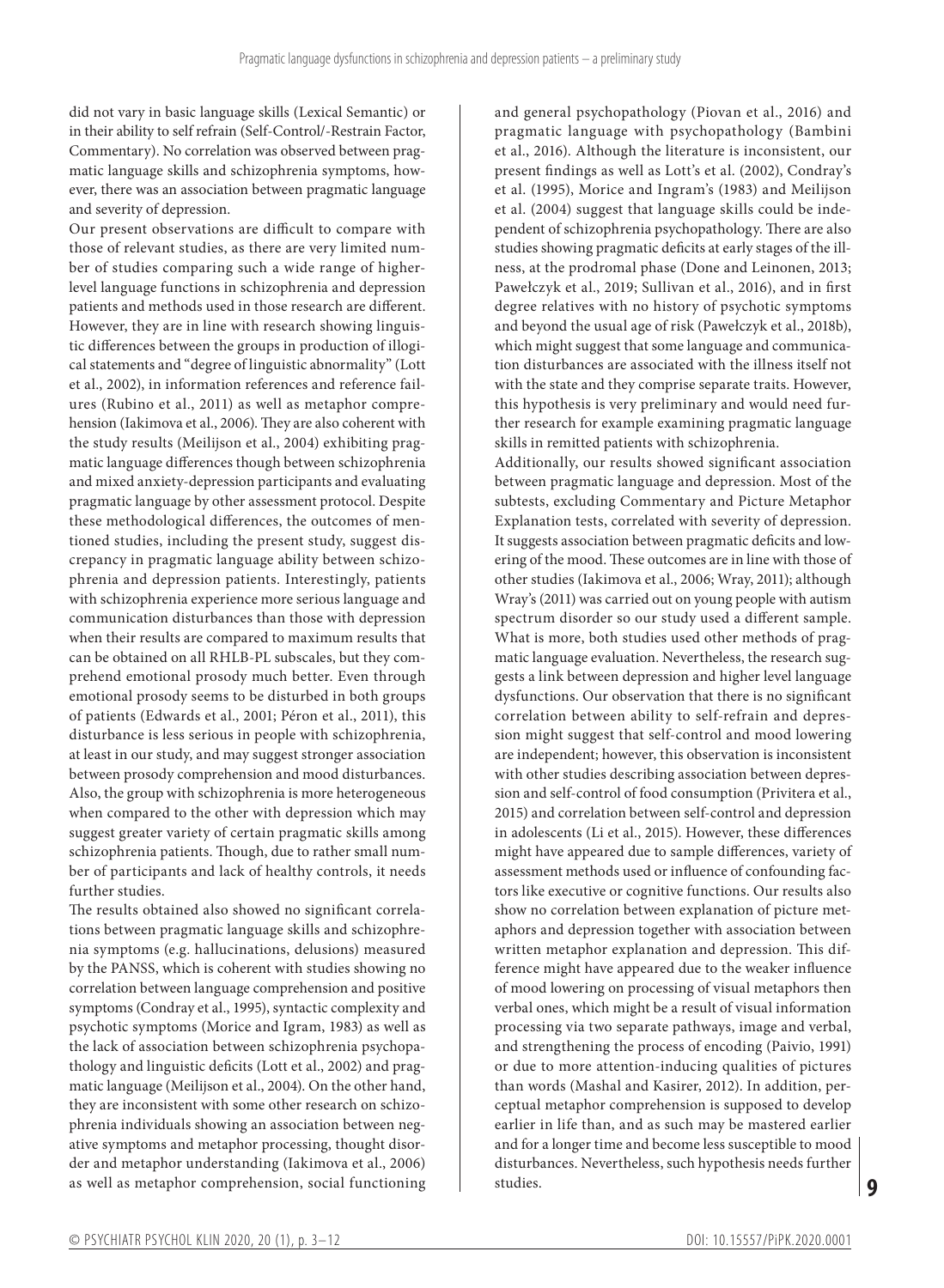did not vary in basic language skills (Lexical Semantic) or in their ability to self refrain (Self-Control/-Restrain Factor, Commentary). No correlation was observed between pragmatic language skills and schizophrenia symptoms, however, there was an association between pragmatic language and severity of depression.

Our present observations are difficult to compare with those of relevant studies, as there are very limited number of studies comparing such a wide range of higher-level language functions in schizophrenia and depression patients and methods used in those research are different. However, they are in line with research showing linguistic differences between the groups in production of illogical statements and "degree of linguistic abnormality" (Lott et al., 2002), in information references and reference failures (Rubino et al., 2011) as well as metaphor comprehension (Iakimova et al., 2006). They are also coherent with the study results (Meilijson et al., 2004) exhibiting pragmatic language differences though between schizophrenia and mixed anxiety-depression participants and evaluating pragmatic language by other assessment protocol. Despite these methodological differences, the outcomes of mentioned studies, including the present study, suggest discrepancy in pragmatic language ability between schizophrenia and depression patients. Interestingly, patients with schizophrenia experience more serious language and communication disturbances than those with depression when their results are compared to maximum results that can be obtained on all RHLB-PL subscales, but they comprehend emotional prosody much better. Even through emotional prosody seems to be disturbed in both groups of patients (Edwards et al., 2001; Péron et al., 2011), this disturbance is less serious in people with schizophrenia, at least in our study, and may suggest stronger association between prosody comprehension and mood disturbances. Also, the group with schizophrenia is more heterogeneous when compared to the other with depression which may suggest greater variety of certain pragmatic skills among schizophrenia patients. Though, due to rather small number of participants and lack of healthy controls, it needs further studies.

The results obtained also showed no significant correlations between pragmatic language skills and schizophrenia symptoms (e.g. hallucinations, delusions) measured by the PANSS, which is coherent with studies showing no correlation between language comprehension and positive symptoms (Condray et al., 1995), syntactic complexity and psychotic symptoms (Morice and Igram, 1983) as well as the lack of association between schizophrenia psychopathology and linguistic deficits (Lott et al., 2002) and pragmatic language (Meilijson et al., 2004). On the other hand, they are inconsistent with some other research on schizophrenia individuals showing an association between negative symptoms and metaphor processing, thought disorder and metaphor understanding (Iakimova et al., 2006) as well as metaphor comprehension, social functioning and general psychopathology (Piovan et al., 2016) and pragmatic language with psychopathology (Bambini et al., 2016). Although the literature is inconsistent, our present findings as well as Lott's et al. (2002), Condray's et al. (1995), Morice and Ingram's (1983) and Meilijson et al. (2004) suggest that language skills could be independent of schizophrenia psychopathology. There are also studies showing pragmatic deficits at early stages of the illness, at the prodromal phase (Done and Leinonen, 2013; Pawełczyk et al., 2019; Sullivan et al., 2016), and in first degree relatives with no history of psychotic symptoms and beyond the usual age of risk (Pawełczyk et al., 2018b), which might suggest that some language and communication disturbances are associated with the illness itself not with the state and they comprise separate traits. However, this hypothesis is very preliminary and would need further research for example examining pragmatic language skills in remitted patients with schizophrenia.

Additionally, our results showed significant association between pragmatic language and depression. Most of the subtests, excluding Commentary and Picture Metaphor Explanation tests, correlated with severity of depression. It suggests association between pragmatic deficits and lowering of the mood. These outcomes are in line with those of other studies (Iakimova et al., 2006; Wray, 2011); although Wray's (2011) was carried out on young people with autism spectrum disorder so our study used a different sample. What is more, both studies used other methods of pragmatic language evaluation. Nevertheless, the research suggests a link between depression and higher level language dysfunctions. Our observation that there is no significant correlation between ability to self-refrain and depression might suggest that self-control and mood lowering are independent; however, this observation is inconsistent with other studies describing association between depression and self-control of food consumption (Privitera et al., 2015) and correlation between self-control and depression in adolescents (Li et al., 2015). However, these differences might have appeared due to sample differences, variety of assessment methods used or influence of confounding factors like executive or cognitive functions. Our results also show no correlation between explanation of picture metaphors and depression together with association between written metaphor explanation and depression. This difference might have appeared due to the weaker influence of mood lowering on processing of visual metaphors then verbal ones, which might be a result of visual information processing via two separate pathways, image and verbal, and strengthening the process of encoding (Paivio, 1991) or due to more attention-inducing qualities of pictures than words (Mashal and Kasirer, 2012). In addition, perceptual metaphor comprehension is supposed to develop earlier in life than, and as such may be mastered earlier and for a longer time and become less susceptible to mood disturbances. Nevertheless, such hypothesis needs further studies.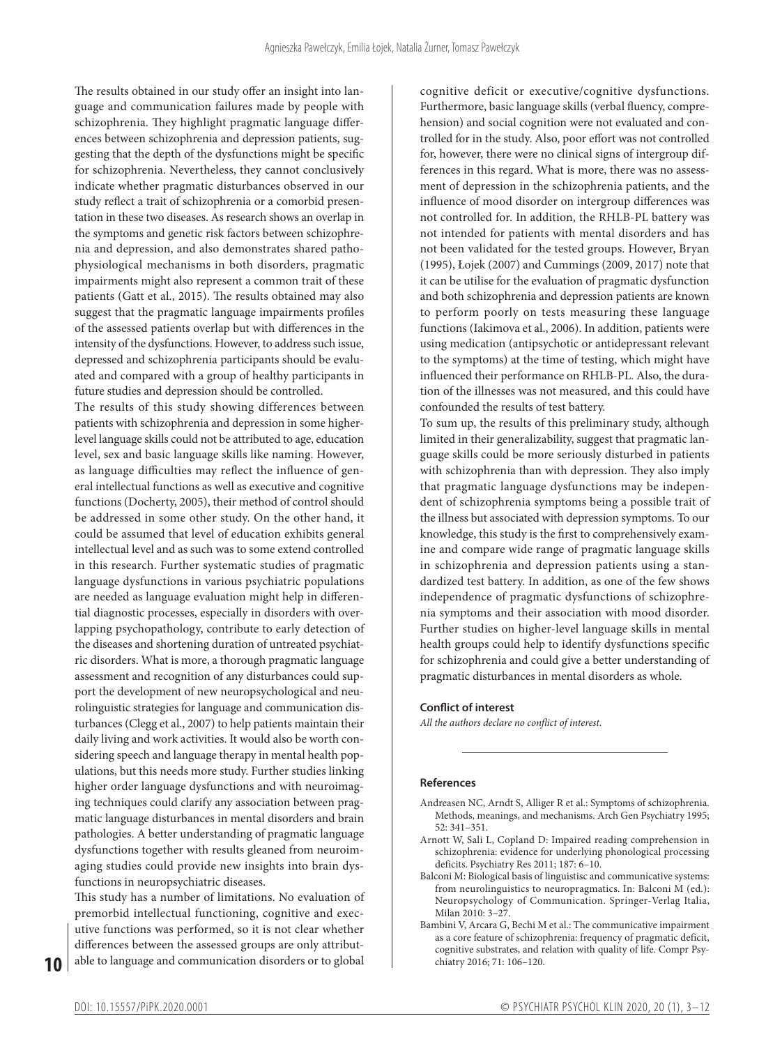The results obtained in our study offer an insight into language and communication failures made by people with schizophrenia. They highlight pragmatic language differences between schizophrenia and depression patients, suggesting that the depth of the dysfunctions might be specific for schizophrenia. Nevertheless, they cannot conclusively indicate whether pragmatic disturbances observed in our study reflect a trait of schizophrenia or a comorbid presentation in these two diseases. As research shows an overlap in the symptoms and genetic risk factors between schizophrenia and depression, and also demonstrates shared pathophysiological mechanisms in both disorders, pragmatic impairments might also represent a common trait of these patients (Gatt et al., 2015). The results obtained may also suggest that the pragmatic language impairments profiles of the assessed patients overlap but with differences in the intensity of the dysfunctions. However, to address such issue, depressed and schizophrenia participants should be evaluated and compared with a group of healthy participants in future studies and depression should be controlled.

The results of this study showing differences between patients with schizophrenia and depression in some higher-level language skills could not be attributed to age, education level, sex and basic language skills like naming. However, as language difficulties may reflect the influence of general intellectual functions as well as executive and cognitive functions (Docherty, 2005), their method of control should be addressed in some other study. On the other hand, it could be assumed that level of education exhibits general intellectual level and as such was to some extend controlled in this research. Further systematic studies of pragmatic language dysfunctions in various psychiatric populations are needed as language evaluation might help in differential diagnostic processes, especially in disorders with overlapping psychopathology, contribute to early detection of the diseases and shortening duration of untreated psychiatric disorders. What is more, a thorough pragmatic language assessment and recognition of any disturbances could support the development of new neuropsychological and neurolinguistic strategies for language and communication disturbances (Clegg et al., 2007) to help patients maintain their daily living and work activities. It would also be worth considering speech and language therapy in mental health populations, but this needs more study. Further studies linking higher order language dysfunctions and with neuroimaging techniques could clarify any association between pragmatic language disturbances in mental disorders and brain pathologies. A better understanding of pragmatic language dysfunctions together with results gleaned from neuroimaging studies could provide new insights into brain dysfunctions in neuropsychiatric diseases.

This study has a number of limitations. No evaluation of premorbid intellectual functioning, cognitive and executive functions was performed, so it is not clear whether differences between the assessed groups are only attributable to language and communication disorders or to global cognitive deficit or executive/cognitive dysfunctions. Furthermore, basic language skills (verbal fluency, comprehension) and social cognition were not evaluated and controlled for in the study. Also, poor effort was not controlled for, however, there were no clinical signs of intergroup differences in this regard. What is more, there was no assessment of depression in the schizophrenia patients, and the influence of mood disorder on intergroup differences was not controlled for. In addition, the RHLB-PL battery was not intended for patients with mental disorders and has not been validated for the tested groups. However, Bryan (1995), Łojek (2007) and Cummings (2009, 2017) note that it can be utilise for the evaluation of pragmatic dysfunction and both schizophrenia and depression patients are known to perform poorly on tests measuring these language functions (Iakimova et al., 2006). In addition, patients were using medication (antipsychotic or antidepressant relevant to the symptoms) at the time of testing, which might have influenced their performance on RHLB-PL. Also, the duration of the illnesses was not measured, and this could have confounded the results of test battery.

To sum up, the results of this preliminary study, although limited in their generalizability, suggest that pragmatic language skills could be more seriously disturbed in patients with schizophrenia than with depression. They also imply that pragmatic language dysfunctions may be independent of schizophrenia symptoms being a possible trait of the illness but associated with depression symptoms. To our knowledge, this study is the first to comprehensively examine and compare wide range of pragmatic language skills in schizophrenia and depression patients using a standardized test battery. In addition, as one of the few shows independence of pragmatic dysfunctions of schizophrenia symptoms and their association with mood disorder. Further studies on higher-level language skills in mental health groups could help to identify dysfunctions specific for schizophrenia and could give a better understanding of pragmatic disturbances in mental disorders as whole.

**Conflict of interest**

*All the authors declare no conflict of interest.*

**References**

Andreasen NC, Arndt S, Alliger R et al.: Symptoms of schizophrenia. Methods, meanings, and mechanisms. Arch Gen Psychiatry 1995; 52: 341–351.

Arnott W, Sali L, Copland D: Impaired reading comprehension in schizophrenia: evidence for underlying phonological processing deficits. Psychiatry Res 2011; 187: 6–10.

Balconi M: Biological basis of linguistisc and communicative systems: from neurolinguistics to neuropragmatics. In: Balconi M (ed.): Neuropsychology of Communication. Springer-Verlag Italia, Milan 2010: 3–27.

Bambini V, Arcara G, Bechi M et al.: The communicative impairment as a core feature of schizophrenia: frequency of pragmatic deficit, cognitive substrates, and relation with quality of life. Compr Psychiatry 2016; 71: 106–120.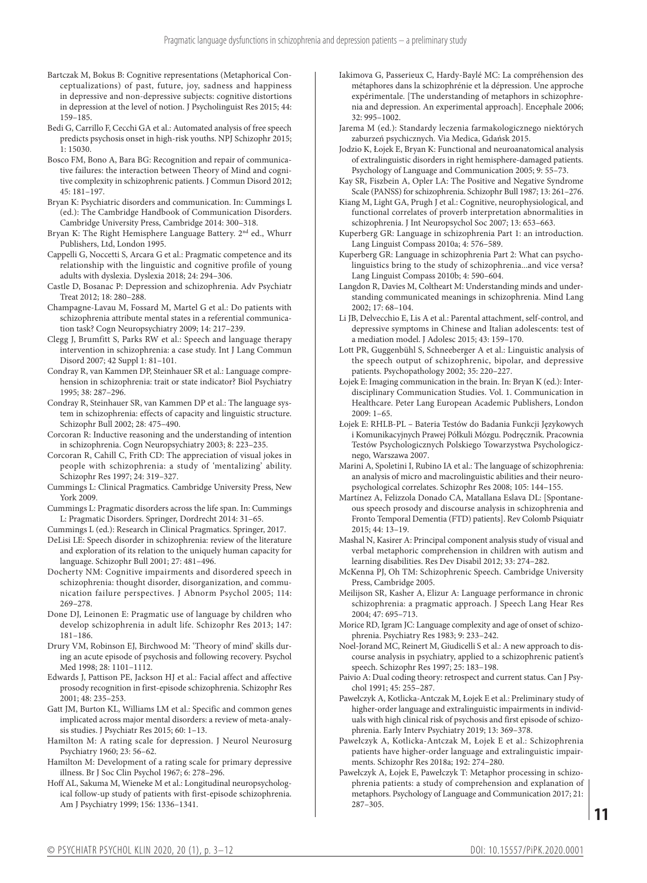Bartczak M, Bokus B: Cognitive representations (Metaphorical Conceptualizations) of past, future, joy, sadness and happiness in depressive and non-depressive subjects: cognitive distortions in depression at the level of notion. J Psycholinguist Res 2015; 44: 159–185.

Bedi G, Carrillo F, Cecchi GA et al.: Automated analysis of free speech predicts psychosis onset in high-risk youths. NPJ Schizophr 2015; 1: 15030.

Bosco FM, Bono A, Bara BG: Recognition and repair of communicative failures: the interaction between Theory of Mind and cognitive complexity in schizophrenic patients. J Commun Disord 2012; 45: 181–197.

Bryan K: Psychiatric disorders and communication. In: Cummings L (ed.): The Cambridge Handbook of Communication Disorders. Cambridge University Press, Cambridge 2014: 300–318.

Bryan K: The Right Hemisphere Language Battery. 2nd ed., Whurr Publishers, Ltd, London 1995.

Cappelli G, Noccetti S, Arcara G et al.: Pragmatic competence and its relationship with the linguistic and cognitive profile of young adults with dyslexia. Dyslexia 2018; 24: 294–306.

Castle D, Bosanac P: Depression and schizophrenia. Adv Psychiatr Treat 2012; 18: 280–288.

Champagne-Lavau M, Fossard M, Martel G et al.: Do patients with schizophrenia attribute mental states in a referential communication task? Cogn Neuropsychiatry 2009; 14: 217–239.

Clegg J, Brumfitt S, Parks RW et al.: Speech and language therapy intervention in schizophrenia: a case study. Int J Lang Commun Disord 2007; 42 Suppl 1: 81–101.

Condray R, van Kammen DP, Steinhauer SR et al.: Language comprehension in schizophrenia: trait or state indicator? Biol Psychiatry 1995; 38: 287–296.

Condray R, Steinhauer SR, van Kammen DP et al.: The language system in schizophrenia: effects of capacity and linguistic structure. Schizophr Bull 2002; 28: 475–490.

Corcoran R: Inductive reasoning and the understanding of intention in schizophrenia. Cogn Neuropsychiatry 2003; 8: 223–235.

Corcoran R, Cahill C, Frith CD: The appreciation of visual jokes in people with schizophrenia: a study of 'mentalizing' ability. Schizophr Res 1997; 24: 319–327.

Cummings L: Clinical Pragmatics. Cambridge University Press, New York 2009.

Cummings L: Pragmatic disorders across the life span. In: Cummings L: Pragmatic Disorders. Springer, Dordrecht 2014: 31–65.

Cummings L (ed.): Research in Clinical Pragmatics. Springer, 2017.

DeLisi LE: Speech disorder in schizophrenia: review of the literature and exploration of its relation to the uniquely human capacity for language. Schizophr Bull 2001; 27: 481–496.

Docherty NM: Cognitive impairments and disordered speech in schizophrenia: thought disorder, disorganization, and communication failure perspectives. J Abnorm Psychol 2005; 114: 269–278.

Done DJ, Leinonen E: Pragmatic use of language by children who develop schizophrenia in adult life. Schizophr Res 2013; 147: 181–186.

Drury VM, Robinson EJ, Birchwood M: 'Theory of mind' skills during an acute episode of psychosis and following recovery. Psychol Med 1998; 28: 1101–1112.

Edwards J, Pattison PE, Jackson HJ et al.: Facial affect and affective prosody recognition in first-episode schizophrenia. Schizophr Res 2001; 48: 235–253.

Gatt JM, Burton KL, Williams LM et al.: Specific and common genes implicated across major mental disorders: a review of meta-analysis studies. J Psychiatr Res 2015; 60: 1–13.

Hamilton M: A rating scale for depression. J Neurol Neurosurg Psychiatry 1960; 23: 56–62.

Hamilton M: Development of a rating scale for primary depressive illness. Br J Soc Clin Psychol 1967; 6: 278–296.

Hoff AL, Sakuma M, Wieneke M et al.: Longitudinal neuropsychological follow-up study of patients with first-episode schizophrenia. Am J Psychiatry 1999; 156: 1336–1341.

Iakimova G, Passerieux C, Hardy-Baylé MC: La compréhension des métaphores dans la schizophrénie et la dépression. Une approche expérimentale. [The understanding of metaphors in schizophrenia and depression. An experimental approach]. Encephale 2006; 32: 995–1002.

Jarema M (ed.): Standardy leczenia farmakologicznego niektórych zaburzeń psychicznych. Via Medica, Gdańsk 2015.

Jodzio K, Łojek E, Bryan K: Functional and neuroanatomical analysis of extralinguistic disorders in right hemisphere-damaged patients. Psychology of Language and Communication 2005; 9: 55–73.

Kay SR, Fiszbein A, Opler LA: The Positive and Negative Syndrome Scale (PANSS) for schizophrenia. Schizophr Bull 1987; 13: 261–276.

Kiang M, Light GA, Prugh J et al.: Cognitive, neurophysiological, and functional correlates of proverb interpretation abnormalities in schizophrenia. J Int Neuropsychol Soc 2007; 13: 653–663.

Kuperberg GR: Language in schizophrenia Part 1: an introduction. Lang Linguist Compass 2010a; 4: 576–589.

Kuperberg GR: Language in schizophrenia Part 2: What can psycholinguistics bring to the study of schizophrenia...and vice versa? Lang Linguist Compass 2010b; 4: 590–604.

Langdon R, Davies M, Coltheart M: Understanding minds and understanding communicated meanings in schizophrenia. Mind Lang 2002; 17: 68–104.

Li JB, Delvecchio E, Lis A et al.: Parental attachment, self-control, and depressive symptoms in Chinese and Italian adolescents: test of a mediation model. J Adolesc 2015; 43: 159–170.

Lott PR, Guggenbühl S, Schneeberger A et al.: Linguistic analysis of the speech output of schizophrenic, bipolar, and depressive patients. Psychopathology 2002; 35: 220–227.

Łojek E: Imaging communication in the brain. In: Bryan K (ed.): Interdisciplinary Communication Studies. Vol. 1. Communication in Healthcare. Peter Lang European Academic Publishers, London 2009: 1–65.

Łojek E: RHLB-PL – Bateria Testów do Badania Funkcji Językowych i Komunikacyjnych Prawej Półkuli Mózgu. Podręcznik. Pracownia Testów Psychologicznych Polskiego Towarzystwa Psychologicznego, Warszawa 2007.

Marini A, Spoletini I, Rubino IA et al.: The language of schizophrenia: an analysis of micro and macrolinguistic abilities and their neuropsychological correlates. Schizophr Res 2008; 105: 144–155.

Martínez A, Felizzola Donado CA, Matallana Eslava DL: [Spontaneous speech prosody and discourse analysis in schizophrenia and Fronto Temporal Dementia (FTD) patients]. Rev Colomb Psiquiatr 2015; 44: 13–19.

Mashal N, Kasirer A: Principal component analysis study of visual and verbal metaphoric comprehension in children with autism and learning disabilities. Res Dev Disabil 2012; 33: 274–282.

McKenna PJ, Oh TM: Schizophrenic Speech. Cambridge University Press, Cambridge 2005.

Meilijson SR, Kasher A, Elizur A: Language performance in chronic schizophrenia: a pragmatic approach. J Speech Lang Hear Res 2004; 47: 695–713.

Morice RD, Igram JC: Language complexity and age of onset of schizophrenia. Psychiatry Res 1983; 9: 233–242.

Noel-Jorand MC, Reinert M, Giudicelli S et al.: A new approach to discourse analysis in psychiatry, applied to a schizophrenic patient's speech. Schizophr Res 1997; 25: 183–198.

Paivio A: Dual coding theory: retrospect and current status. Can J Psychol 1991; 45: 255–287.

Pawełczyk A, Kotlicka-Antczak M, Łojek E et al.: Preliminary study of higher-order language and extralinguistic impairments in individuals with high clinical risk of psychosis and first episode of schizophrenia. Early Interv Psychiatry 2019; 13: 369–378.

Pawełczyk A, Kotlicka-Antczak M, Łojek E et al.: Schizophrenia patients have higher-order language and extralinguistic impairments. Schizophr Res 2018a; 192: 274–280.

Pawełczyk A, Łojek E, Pawełczyk T: Metaphor processing in schizophrenia patients: a study of comprehension and explanation of metaphors. Psychology of Language and Communication 2017; 21: 287–305.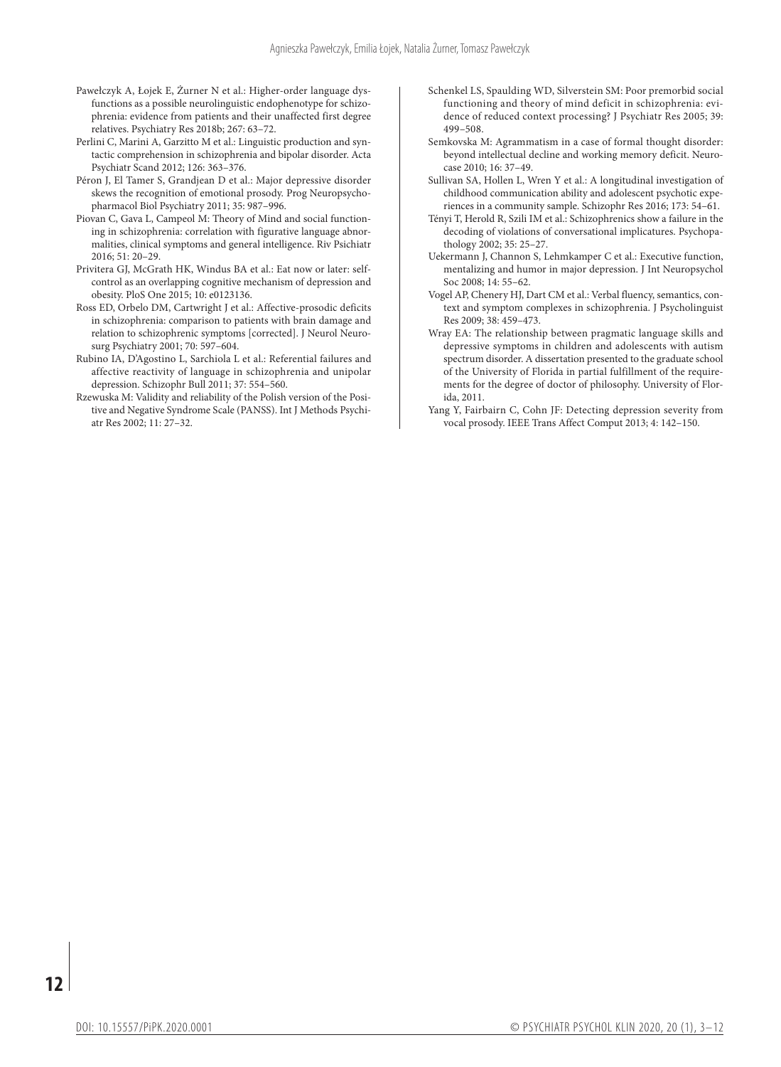Pawełczyk A, Łojek E, Żurner N et al.: Higher-order language dysfunctions as a possible neurolinguistic endophenotype for schizophrenia: evidence from patients and their unaffected first degree relatives. Psychiatry Res 2018b; 267: 63–72.

Perlini C, Marini A, Garzitto M et al.: Linguistic production and syntactic comprehension in schizophrenia and bipolar disorder. Acta Psychiatr Scand 2012; 126: 363–376.

Péron J, El Tamer S, Grandjean D et al.: Major depressive disorder skews the recognition of emotional prosody. Prog Neuropsychopharmacol Biol Psychiatry 2011; 35: 987–996.

Piovan C, Gava L, Campeol M: Theory of Mind and social functioning in schizophrenia: correlation with figurative language abnormalities, clinical symptoms and general intelligence. Riv Psichiatr 2016; 51: 20–29.

Privitera GJ, McGrath HK, Windus BA et al.: Eat now or later: self-control as an overlapping cognitive mechanism of depression and obesity. PloS One 2015; 10: e0123136.

Ross ED, Orbelo DM, Cartwright J et al.: Affective-prosodic deficits in schizophrenia: comparison to patients with brain damage and relation to schizophrenic symptoms [corrected]. J Neurol Neurosurg Psychiatry 2001; 70: 597–604.

Rubino IA, D'Agostino L, Sarchiola L et al.: Referential failures and affective reactivity of language in schizophrenia and unipolar depression. Schizophr Bull 2011; 37: 554–560.

Rzewuska M: Validity and reliability of the Polish version of the Positive and Negative Syndrome Scale (PANSS). Int J Methods Psychiatr Res 2002; 11: 27–32.

Schenkel LS, Spaulding WD, Silverstein SM: Poor premorbid social functioning and theory of mind deficit in schizophrenia: evidence of reduced context processing? J Psychiatr Res 2005; 39: 499–508.

Semkovska M: Agrammatism in a case of formal thought disorder: beyond intellectual decline and working memory deficit. Neurocase 2010; 16: 37–49.

Sullivan SA, Hollen L, Wren Y et al.: A longitudinal investigation of childhood communication ability and adolescent psychotic experiences in a community sample. Schizophr Res 2016; 173: 54–61.

Tényi T, Herold R, Szili IM et al.: Schizophrenics show a failure in the decoding of violations of conversational implicatures. Psychopathology 2002; 35: 25–27.

Uekermann J, Channon S, Lehmkamper C et al.: Executive function, mentalizing and humor in major depression. J Int Neuropsychol Soc 2008; 14: 55–62.

Vogel AP, Chenery HJ, Dart CM et al.: Verbal fluency, semantics, context and symptom complexes in schizophrenia. J Psycholinguist Res 2009; 38: 459–473.

Wray EA: The relationship between pragmatic language skills and depressive symptoms in children and adolescents with autism spectrum disorder. A dissertation presented to the graduate school of the University of Florida in partial fulfillment of the requirements for the degree of doctor of philosophy. University of Florida, 2011.

Yang Y, Fairbairn C, Cohn JF: Detecting depression severity from vocal prosody. IEEE Trans Affect Comput 2013; 4: 142–150.